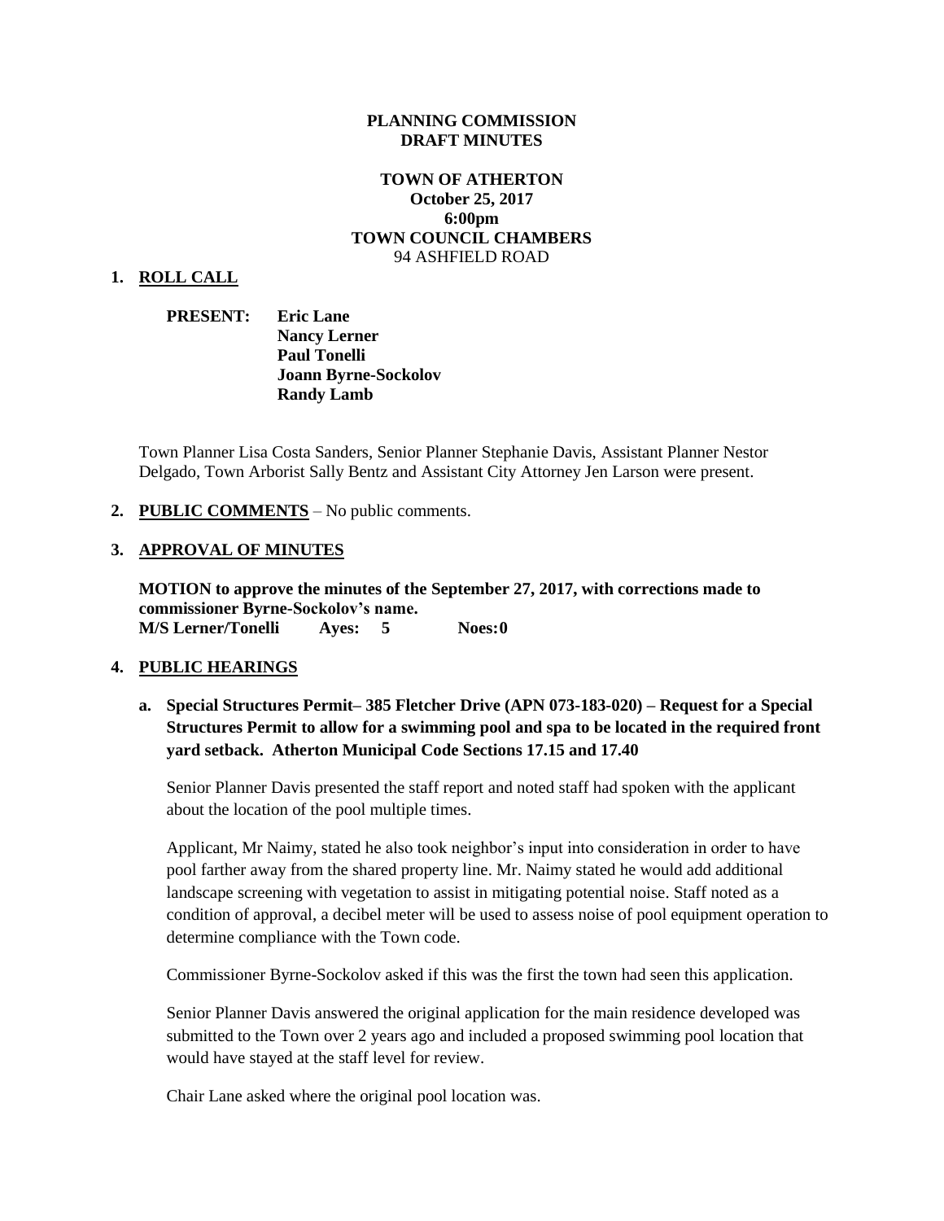**PLANNING COMMISSION**
**DRAFT MINUTES**

**TOWN OF ATHERTON**
**October 25, 2017**
**6:00pm**
**TOWN COUNCIL CHAMBERS**
94 ASHFIELD ROAD

1. **ROLL CALL**

   **PRESENT:** **Eric Lane**
   **Nancy Lerner**
   **Paul Tonelli**
   **Joann Byrne-Sockolov**
   **Randy Lamb**

   Town Planner Lisa Costa Sanders, Senior Planner Stephanie Davis, Assistant Planner Nestor Delgado, Town Arborist Sally Bentz and Assistant City Attorney Jen Larson were present.

2. **PUBLIC COMMENTS** – No public comments.

3. **APPROVAL OF MINUTES**

   **MOTION to approve the minutes of the September 27, 2017, with corrections made to commissioner Byrne-Sockolov's name.**
   **M/S Lerner/Tonelli Ayes: 5 Noes:0**

4. **PUBLIC HEARINGS**

   a. **Special Structures Permit– 385 Fletcher Drive (APN 073-183-020) – Request for a Special Structures Permit to allow for a swimming pool and spa to be located in the required front yard setback. Atherton Municipal Code Sections 17.15 and 17.40**

   Senior Planner Davis presented the staff report and noted staff had spoken with the applicant about the location of the pool multiple times.

   Applicant, Mr Naimy, stated he also took neighbor's input into consideration in order to have pool farther away from the shared property line. Mr. Naimy stated he would add additional landscape screening with vegetation to assist in mitigating potential noise. Staff noted as a condition of approval, a decibel meter will be used to assess noise of pool equipment operation to determine compliance with the Town code.

   Commissioner Byrne-Sockolov asked if this was the first the town had seen this application.

   Senior Planner Davis answered the original application for the main residence developed was submitted to the Town over 2 years ago and included a proposed swimming pool location that would have stayed at the staff level for review.

   Chair Lane asked where the original pool location was.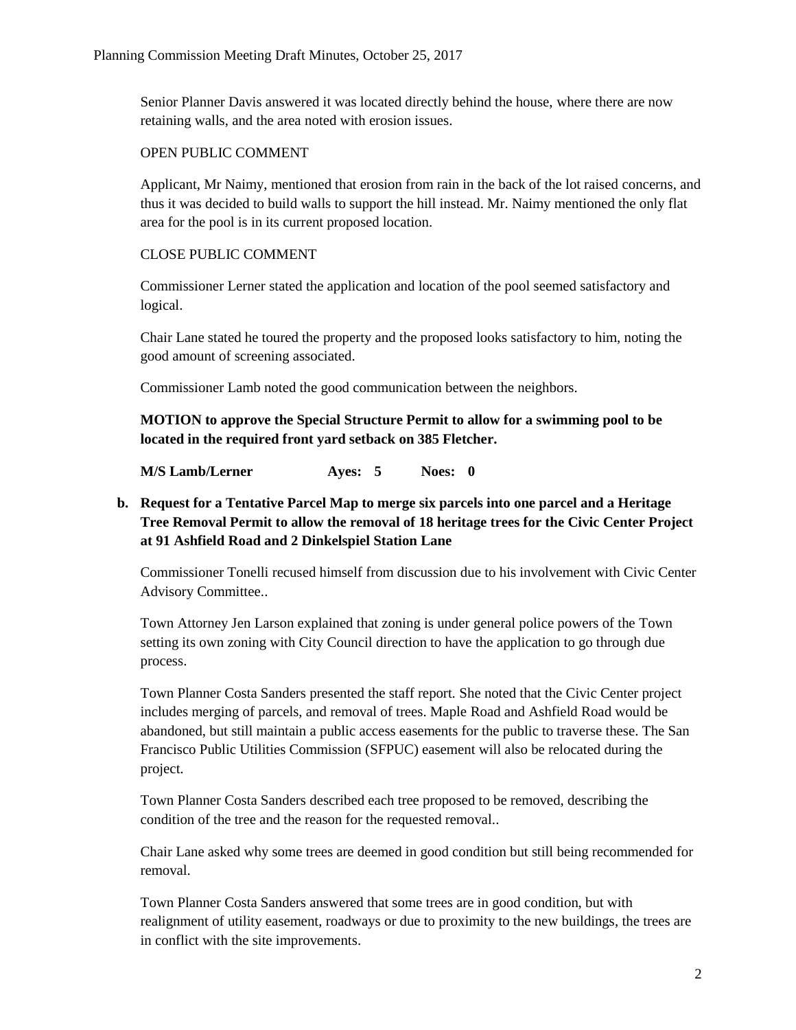Senior Planner Davis answered it was located directly behind the house, where there are now retaining walls, and the area noted with erosion issues.

OPEN PUBLIC COMMENT

Applicant, Mr Naimy, mentioned that erosion from rain in the back of the lot raised concerns, and thus it was decided to build walls to support the hill instead. Mr. Naimy mentioned the only flat area for the pool is in its current proposed location.

CLOSE PUBLIC COMMENT

Commissioner Lerner stated the application and location of the pool seemed satisfactory and logical.

Chair Lane stated he toured the property and the proposed looks satisfactory to him, noting the good amount of screening associated.

Commissioner Lamb noted the good communication between the neighbors.

**MOTION to approve the Special Structure Permit to allow for a swimming pool to be located in the required front yard setback on 385 Fletcher.**

**M/S Lamb/Lerner Ayes: 5 Noes: 0**

**b. Request for a Tentative Parcel Map to merge six parcels into one parcel and a Heritage Tree Removal Permit to allow the removal of 18 heritage trees for the Civic Center Project at 91 Ashfield Road and 2 Dinkelspiel Station Lane**

Commissioner Tonelli recused himself from discussion due to his involvement with Civic Center Advisory Committee..

Town Attorney Jen Larson explained that zoning is under general police powers of the Town setting its own zoning with City Council direction to have the application to go through due process.

Town Planner Costa Sanders presented the staff report. She noted that the Civic Center project includes merging of parcels, and removal of trees. Maple Road and Ashfield Road would be abandoned, but still maintain a public access easements for the public to traverse these. The San Francisco Public Utilities Commission (SFPUC) easement will also be relocated during the project.

Town Planner Costa Sanders described each tree proposed to be removed, describing the condition of the tree and the reason for the requested removal..

Chair Lane asked why some trees are deemed in good condition but still being recommended for removal.

Town Planner Costa Sanders answered that some trees are in good condition, but with realignment of utility easement, roadways or due to proximity to the new buildings, the trees are in conflict with the site improvements.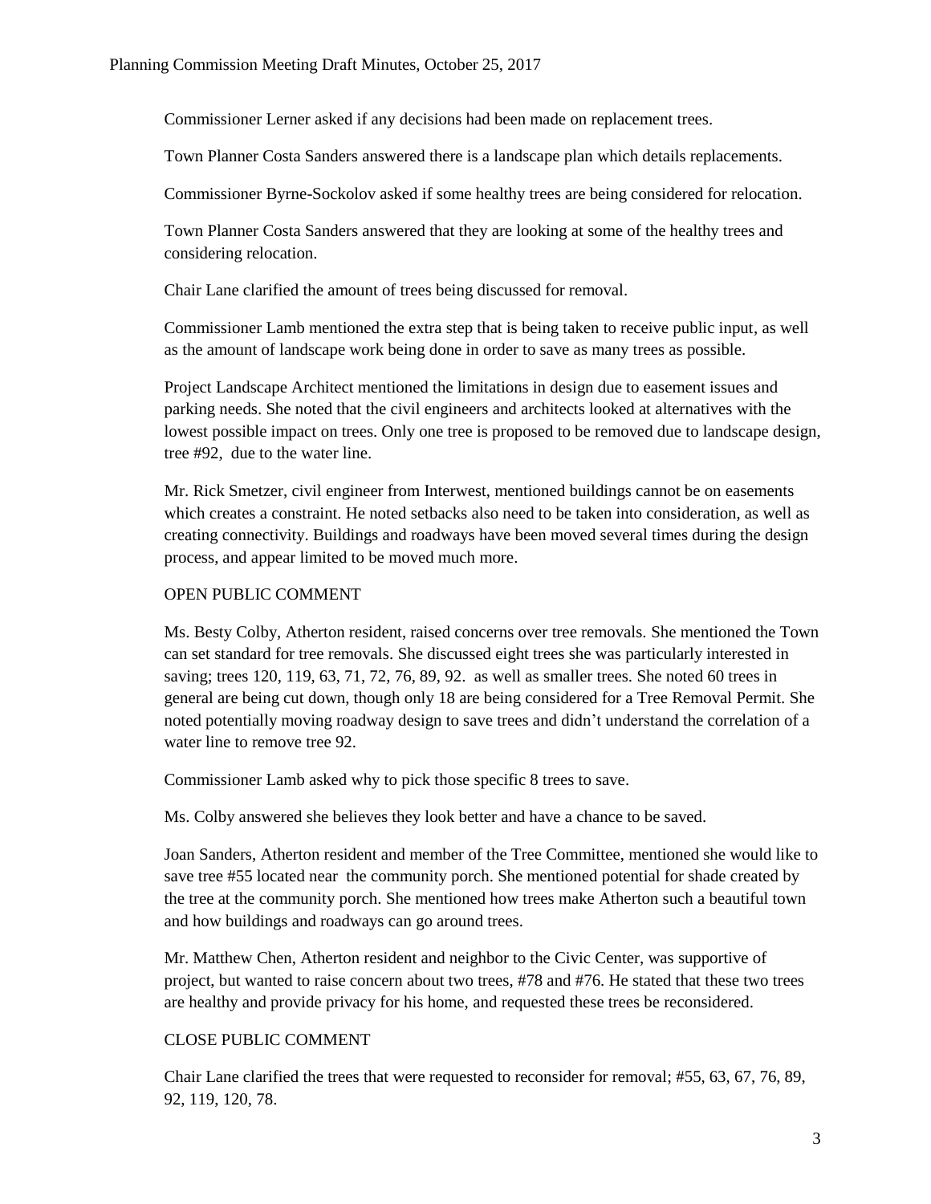Commissioner Lerner asked if any decisions had been made on replacement trees.

Town Planner Costa Sanders answered there is a landscape plan which details replacements.

Commissioner Byrne-Sockolov asked if some healthy trees are being considered for relocation.

Town Planner Costa Sanders answered that they are looking at some of the healthy trees and considering relocation.

Chair Lane clarified the amount of trees being discussed for removal.

Commissioner Lamb mentioned the extra step that is being taken to receive public input, as well as the amount of landscape work being done in order to save as many trees as possible.

Project Landscape Architect mentioned the limitations in design due to easement issues and parking needs. She noted that the civil engineers and architects looked at alternatives with the lowest possible impact on trees. Only one tree is proposed to be removed due to landscape design, tree #92, due to the water line.

Mr. Rick Smetzer, civil engineer from Interwest, mentioned buildings cannot be on easements which creates a constraint. He noted setbacks also need to be taken into consideration, as well as creating connectivity. Buildings and roadways have been moved several times during the design process, and appear limited to be moved much more.

OPEN PUBLIC COMMENT

Ms. Besty Colby, Atherton resident, raised concerns over tree removals. She mentioned the Town can set standard for tree removals. She discussed eight trees she was particularly interested in saving; trees 120, 119, 63, 71, 72, 76, 89, 92. as well as smaller trees. She noted 60 trees in general are being cut down, though only 18 are being considered for a Tree Removal Permit. She noted potentially moving roadway design to save trees and didn't understand the correlation of a water line to remove tree 92.

Commissioner Lamb asked why to pick those specific 8 trees to save.

Ms. Colby answered she believes they look better and have a chance to be saved.

Joan Sanders, Atherton resident and member of the Tree Committee, mentioned she would like to save tree #55 located near the community porch. She mentioned potential for shade created by the tree at the community porch. She mentioned how trees make Atherton such a beautiful town and how buildings and roadways can go around trees.

Mr. Matthew Chen, Atherton resident and neighbor to the Civic Center, was supportive of project, but wanted to raise concern about two trees, #78 and #76. He stated that these two trees are healthy and provide privacy for his home, and requested these trees be reconsidered.

CLOSE PUBLIC COMMENT

Chair Lane clarified the trees that were requested to reconsider for removal; #55, 63, 67, 76, 89, 92, 119, 120, 78.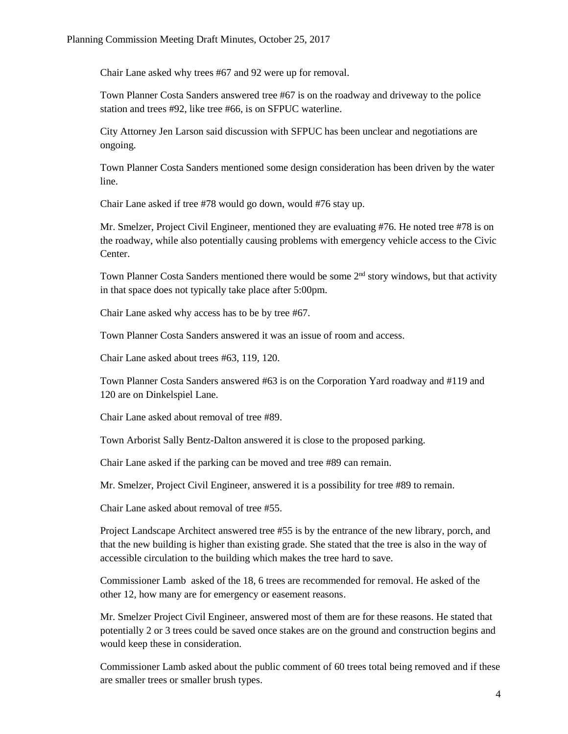Chair Lane asked why trees #67 and 92 were up for removal.

Town Planner Costa Sanders answered tree #67 is on the roadway and driveway to the police station and trees #92, like tree #66, is on SFPUC waterline.

City Attorney Jen Larson said discussion with SFPUC has been unclear and negotiations are ongoing.

Town Planner Costa Sanders mentioned some design consideration has been driven by the water line.

Chair Lane asked if tree #78 would go down, would #76 stay up.

Mr. Smelzer, Project Civil Engineer, mentioned they are evaluating #76. He noted tree #78 is on the roadway, while also potentially causing problems with emergency vehicle access to the Civic Center.

Town Planner Costa Sanders mentioned there would be some 2nd story windows, but that activity in that space does not typically take place after 5:00pm.

Chair Lane asked why access has to be by tree #67.

Town Planner Costa Sanders answered it was an issue of room and access.

Chair Lane asked about trees #63, 119, 120.

Town Planner Costa Sanders answered #63 is on the Corporation Yard roadway and #119 and 120 are on Dinkelspiel Lane.

Chair Lane asked about removal of tree #89.

Town Arborist Sally Bentz-Dalton answered it is close to the proposed parking.

Chair Lane asked if the parking can be moved and tree #89 can remain.

Mr. Smelzer, Project Civil Engineer, answered it is a possibility for tree #89 to remain.

Chair Lane asked about removal of tree #55.

Project Landscape Architect answered tree #55 is by the entrance of the new library, porch, and that the new building is higher than existing grade. She stated that the tree is also in the way of accessible circulation to the building which makes the tree hard to save.

Commissioner Lamb asked of the 18, 6 trees are recommended for removal. He asked of the other 12, how many are for emergency or easement reasons.

Mr. Smelzer Project Civil Engineer, answered most of them are for these reasons. He stated that potentially 2 or 3 trees could be saved once stakes are on the ground and construction begins and would keep these in consideration.

Commissioner Lamb asked about the public comment of 60 trees total being removed and if these are smaller trees or smaller brush types.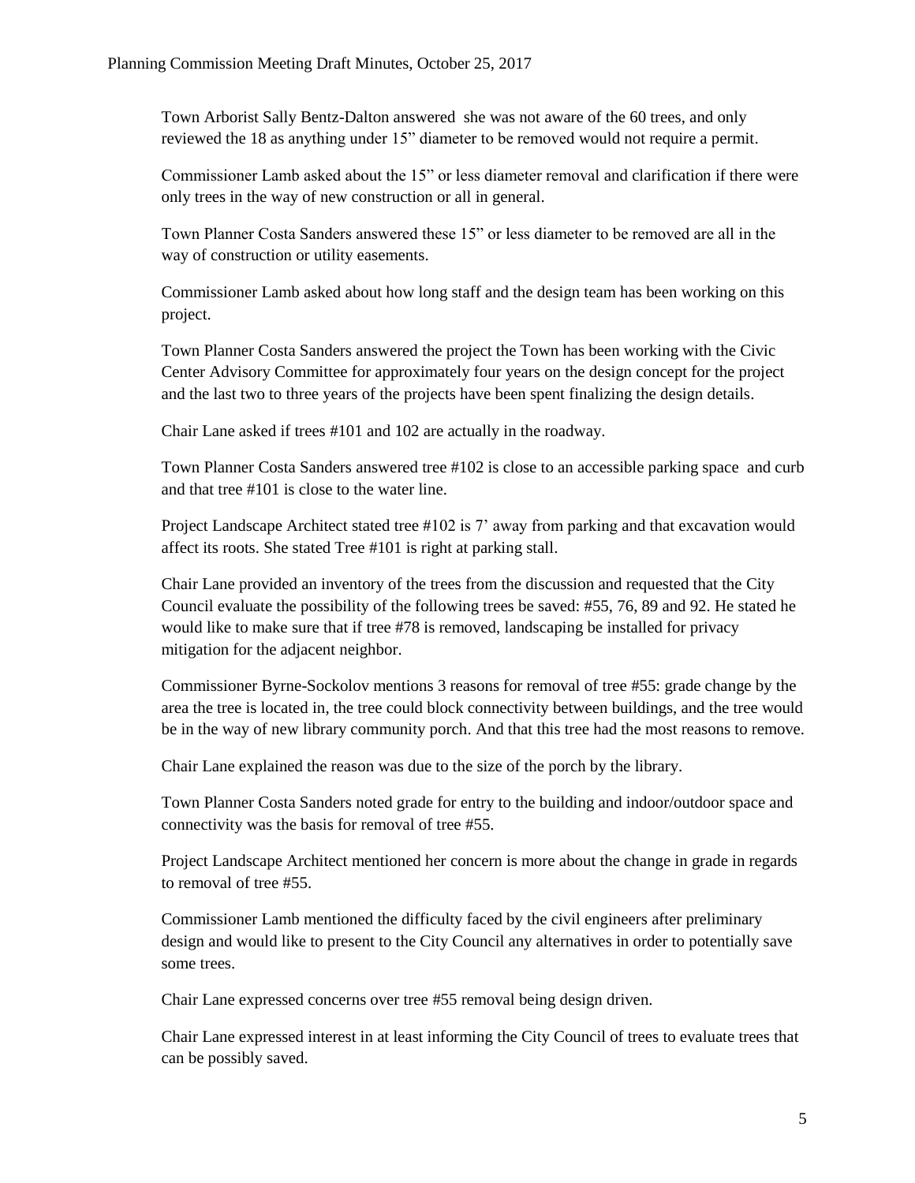Town Arborist Sally Bentz-Dalton answered she was not aware of the 60 trees, and only reviewed the 18 as anything under 15" diameter to be removed would not require a permit.

Commissioner Lamb asked about the 15" or less diameter removal and clarification if there were only trees in the way of new construction or all in general.

Town Planner Costa Sanders answered these 15" or less diameter to be removed are all in the way of construction or utility easements.

Commissioner Lamb asked about how long staff and the design team has been working on this project.

Town Planner Costa Sanders answered the project the Town has been working with the Civic Center Advisory Committee for approximately four years on the design concept for the project and the last two to three years of the projects have been spent finalizing the design details.

Chair Lane asked if trees #101 and 102 are actually in the roadway.

Town Planner Costa Sanders answered tree #102 is close to an accessible parking space and curb and that tree #101 is close to the water line.

Project Landscape Architect stated tree #102 is 7' away from parking and that excavation would affect its roots. She stated Tree #101 is right at parking stall.

Chair Lane provided an inventory of the trees from the discussion and requested that the City Council evaluate the possibility of the following trees be saved: #55, 76, 89 and 92. He stated he would like to make sure that if tree #78 is removed, landscaping be installed for privacy mitigation for the adjacent neighbor.

Commissioner Byrne-Sockolov mentions 3 reasons for removal of tree #55: grade change by the area the tree is located in, the tree could block connectivity between buildings, and the tree would be in the way of new library community porch. And that this tree had the most reasons to remove.

Chair Lane explained the reason was due to the size of the porch by the library.

Town Planner Costa Sanders noted grade for entry to the building and indoor/outdoor space and connectivity was the basis for removal of tree #55.

Project Landscape Architect mentioned her concern is more about the change in grade in regards to removal of tree #55.

Commissioner Lamb mentioned the difficulty faced by the civil engineers after preliminary design and would like to present to the City Council any alternatives in order to potentially save some trees.

Chair Lane expressed concerns over tree #55 removal being design driven.

Chair Lane expressed interest in at least informing the City Council of trees to evaluate trees that can be possibly saved.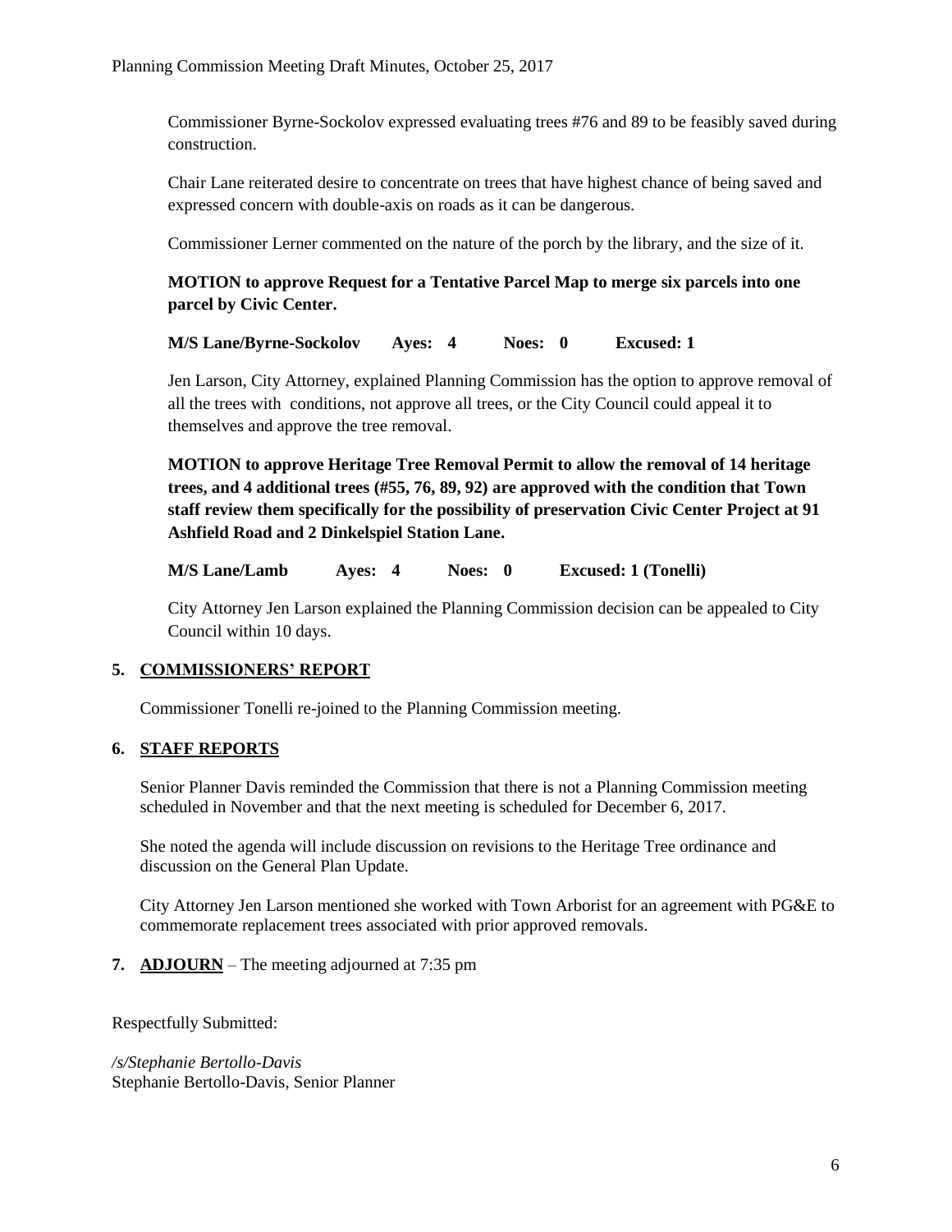Commissioner Byrne-Sockolov expressed evaluating trees #76 and 89 to be feasibly saved during construction.

Chair Lane reiterated desire to concentrate on trees that have highest chance of being saved and expressed concern with double-axis on roads as it can be dangerous.

Commissioner Lerner commented on the nature of the porch by the library, and the size of it.

**MOTION to approve Request for a Tentative Parcel Map to merge six parcels into one parcel by Civic Center.**

**M/S Lane/Byrne-Sockolov Ayes: 4 Noes: 0 Excused: 1**

Jen Larson, City Attorney, explained Planning Commission has the option to approve removal of all the trees with conditions, not approve all trees, or the City Council could appeal it to themselves and approve the tree removal.

**MOTION to approve Heritage Tree Removal Permit to allow the removal of 14 heritage trees, and 4 additional trees (#55, 76, 89, 92) are approved with the condition that Town staff review them specifically for the possibility of preservation Civic Center Project at 91 Ashfield Road and 2 Dinkelspiel Station Lane.**

**M/S Lane/Lamb Ayes: 4 Noes: 0 Excused: 1 (Tonelli)**

City Attorney Jen Larson explained the Planning Commission decision can be appealed to City Council within 10 days.

## 5. COMMISSIONERS' REPORT

Commissioner Tonelli re-joined to the Planning Commission meeting.

## 6. STAFF REPORTS

Senior Planner Davis reminded the Commission that there is not a Planning Commission meeting scheduled in November and that the next meeting is scheduled for December 6, 2017.

She noted the agenda will include discussion on revisions to the Heritage Tree ordinance and discussion on the General Plan Update.

City Attorney Jen Larson mentioned she worked with Town Arborist for an agreement with PG&E to commemorate replacement trees associated with prior approved removals.

## 7. ADJOURN – The meeting adjourned at 7:35 pm

Respectfully Submitted:

*/s/Stephanie Bertollo-Davis*
Stephanie Bertollo-Davis, Senior Planner